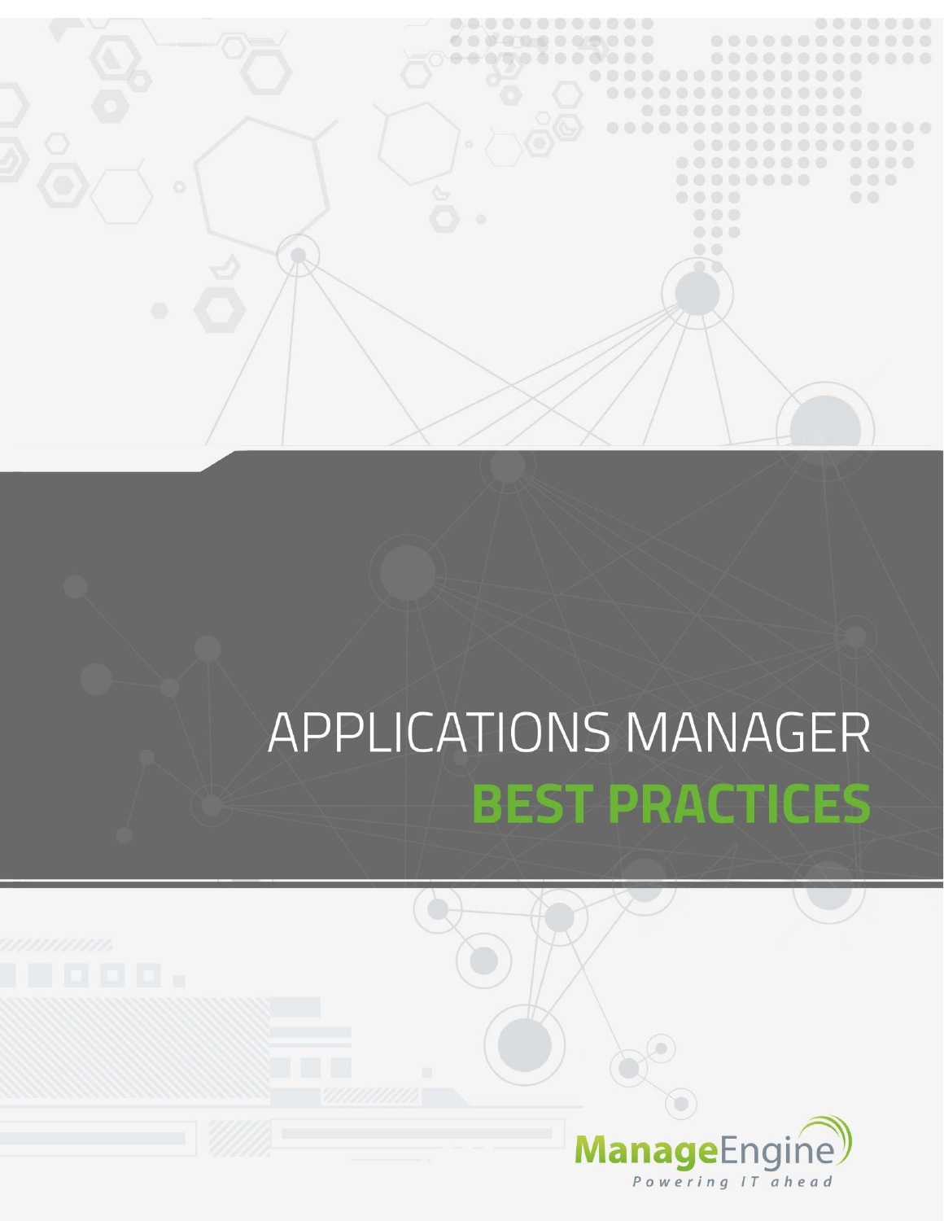# APPLICATIONS MANAGER

# BEST PRACTICES

ManageEngine

Powering IT ahead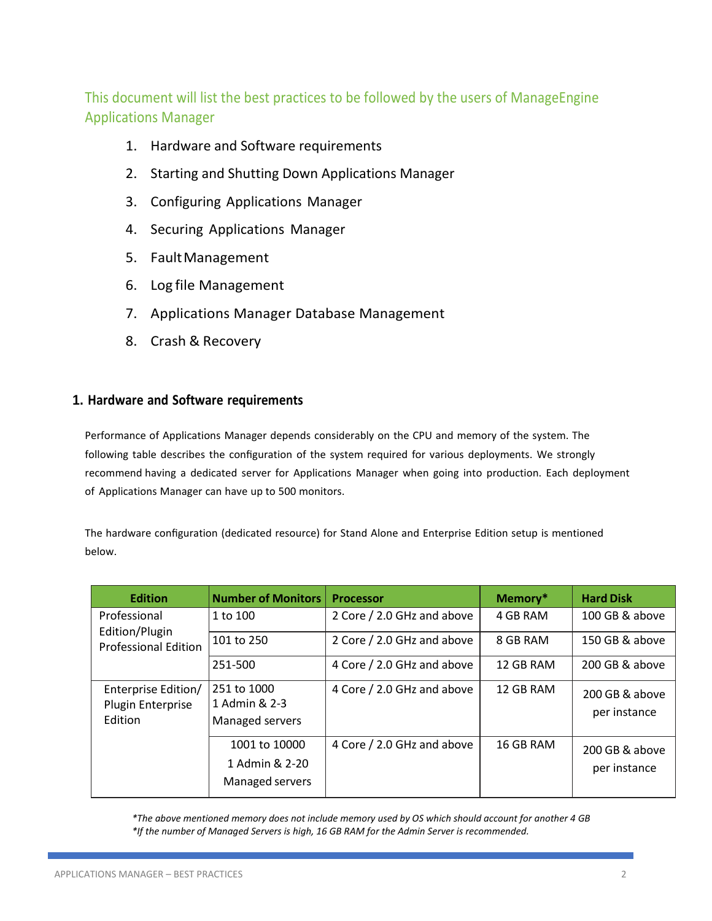This document will list the best practices to be followed by the users of ManageEngine Applications Manager

1. Hardware and Software requirements
2. Starting and Shutting Down Applications Manager
3. Configuring Applications Manager
4. Securing Applications Manager
5. Fault Management
6. Log file Management
7. Applications Manager Database Management
8. Crash & Recovery

## 1. Hardware and Software requirements

Performance of Applications Manager depends considerably on the CPU and memory of the system. The following table describes the configuration of the system required for various deployments. We strongly recommend having a dedicated server for Applications Manager when going into production. Each deployment of Applications Manager can have up to 500 monitors.

The hardware configuration (dedicated resource) for Stand Alone and Enterprise Edition setup is mentioned below.

| Edition | Number of Monitors | Processor | Memory* | Hard Disk |
|---|---|---|---|---|
| Professional Edition/Plugin Professional Edition | 1 to 100 | 2 Core / 2.0 GHz and above | 4 GB RAM | 100 GB & above |
| | 101 to 250 | 2 Core / 2.0 GHz and above | 8 GB RAM | 150 GB & above |
| | 251-500 | 4 Core / 2.0 GHz and above | 12 GB RAM | 200 GB & above |
| Enterprise Edition/ Plugin Enterprise Edition | 251 to 1000<br>1 Admin & 2-3 Managed servers | 4 Core / 2.0 GHz and above | 12 GB RAM | 200 GB & above per instance |
| | 1001 to 10000<br>1 Admin & 2-20 Managed servers | 4 Core / 2.0 GHz and above | 16 GB RAM | 200 GB & above per instance |

*\*The above mentioned memory does not include memory used by OS which should account for another 4 GB*
*\*If the number of Managed Servers is high, 16 GB RAM for the Admin Server is recommended.*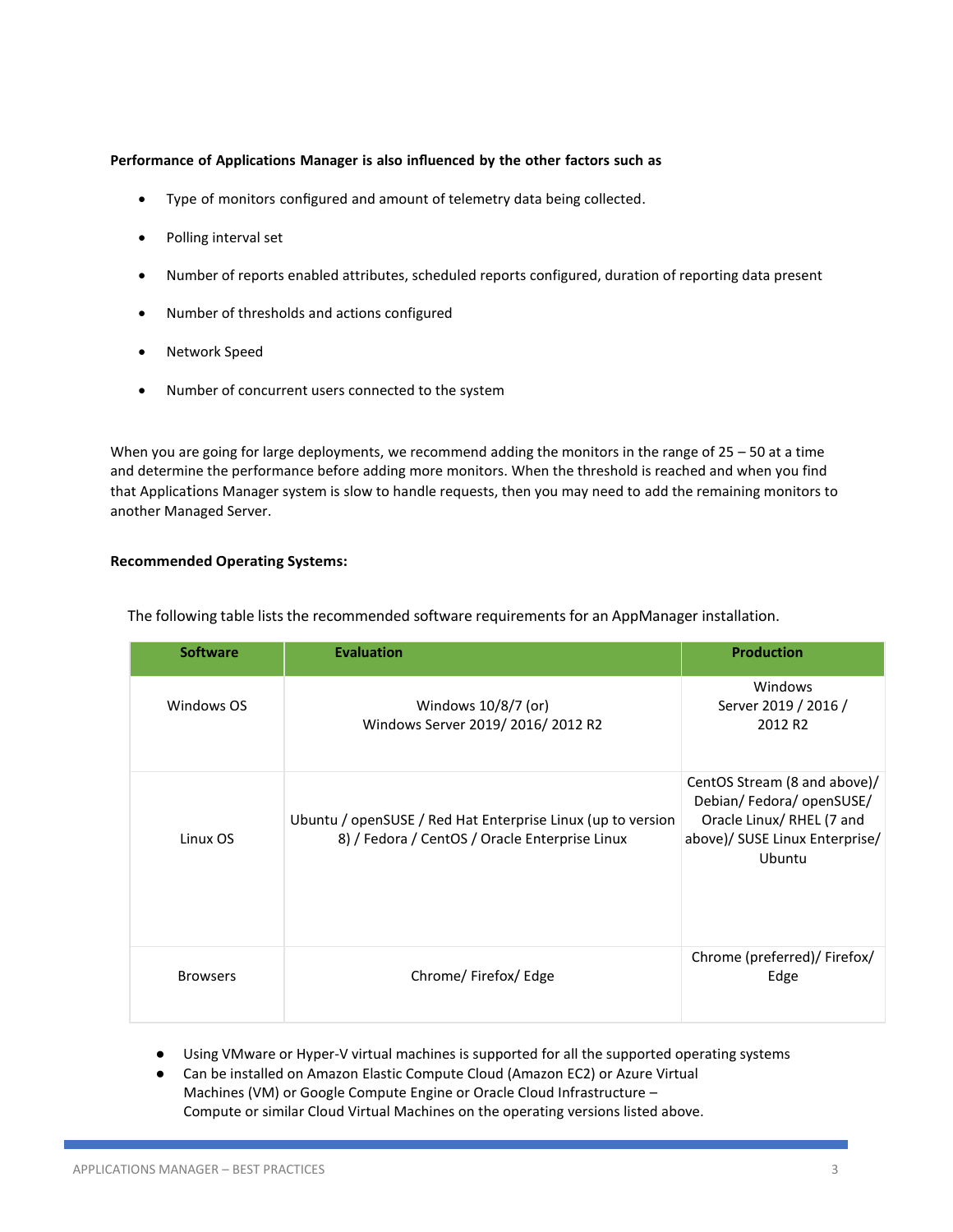**Performance of Applications Manager is also influenced by the other factors such as**

- Type of monitors configured and amount of telemetry data being collected.
- Polling interval set
- Number of reports enabled attributes, scheduled reports configured, duration of reporting data present
- Number of thresholds and actions configured
- Network Speed
- Number of concurrent users connected to the system

When you are going for large deployments, we recommend adding the monitors in the range of 25 – 50 at a time and determine the performance before adding more monitors. When the threshold is reached and when you find that Applications Manager system is slow to handle requests, then you may need to add the remaining monitors to another Managed Server.

**Recommended Operating Systems:**

The following table lists the recommended software requirements for an AppManager installation.

| Software | Evaluation | Production |
|---|---|---|
| Windows OS | Windows 10/8/7 (or) Windows Server 2019/ 2016/ 2012 R2 | Windows Server 2019 / 2016 / 2012 R2 |
| Linux OS | Ubuntu / openSUSE / Red Hat Enterprise Linux (up to version 8) / Fedora / CentOS / Oracle Enterprise Linux | CentOS Stream (8 and above)/ Debian/ Fedora/ openSUSE/ Oracle Linux/ RHEL (7 and above)/ SUSE Linux Enterprise/ Ubuntu |
| Browsers | Chrome/ Firefox/ Edge | Chrome (preferred)/ Firefox/ Edge |

- Using VMware or Hyper-V virtual machines is supported for all the supported operating systems
- Can be installed on Amazon Elastic Compute Cloud (Amazon EC2) or Azure Virtual Machines (VM) or Google Compute Engine or Oracle Cloud Infrastructure – Compute or similar Cloud Virtual Machines on the operating versions listed above.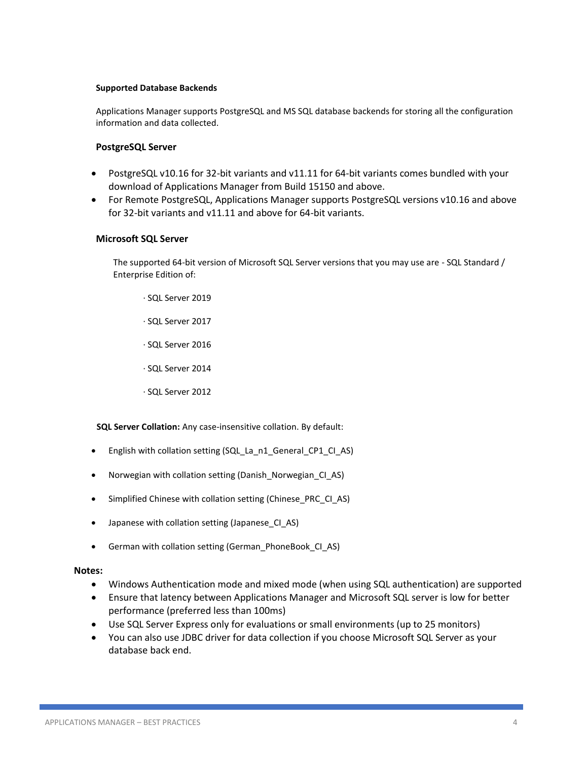**Supported Database Backends**

Applications Manager supports PostgreSQL and MS SQL database backends for storing all the configuration information and data collected.

### PostgreSQL Server

- PostgreSQL v10.16 for 32-bit variants and v11.11 for 64-bit variants comes bundled with your download of Applications Manager from Build 15150 and above.
- For Remote PostgreSQL, Applications Manager supports PostgreSQL versions v10.16 and above for 32-bit variants and v11.11 and above for 64-bit variants.

### Microsoft SQL Server

The supported 64-bit version of Microsoft SQL Server versions that you may use are - SQL Standard / Enterprise Edition of:

· SQL Server 2019

· SQL Server 2017

· SQL Server 2016

· SQL Server 2014

· SQL Server 2012

**SQL Server Collation:** Any case-insensitive collation. By default:

- English with collation setting (SQL_La_n1_General_CP1_CI_AS)
- Norwegian with collation setting (Danish_Norwegian_CI_AS)
- Simplified Chinese with collation setting (Chinese_PRC_CI_AS)
- Japanese with collation setting (Japanese_CI_AS)
- German with collation setting (German_PhoneBook_CI_AS)

**Notes:**

- Windows Authentication mode and mixed mode (when using SQL authentication) are supported
- Ensure that latency between Applications Manager and Microsoft SQL server is low for better performance (preferred less than 100ms)
- Use SQL Server Express only for evaluations or small environments (up to 25 monitors)
- You can also use JDBC driver for data collection if you choose Microsoft SQL Server as your database back end.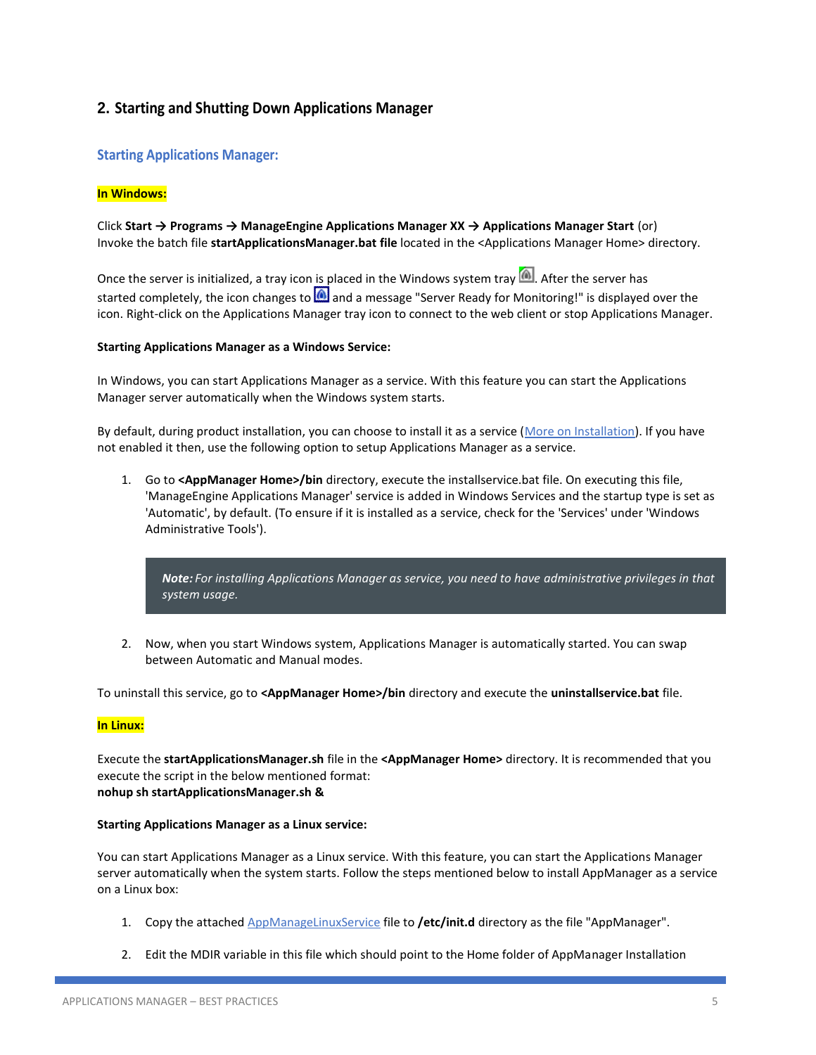## 2. Starting and Shutting Down Applications Manager

### Starting Applications Manager:

**In Windows:**

Click **Start → Programs → ManageEngine Applications Manager XX → Applications Manager Start** (or) Invoke the batch file **startApplicationsManager.bat file** located in the <Applications Manager Home> directory.

Once the server is initialized, a tray icon is placed in the Windows system tray. After the server has started completely, the icon changes to and a message "Server Ready for Monitoring!" is displayed over the icon. Right-click on the Applications Manager tray icon to connect to the web client or stop Applications Manager.

**Starting Applications Manager as a Windows Service:**

In Windows, you can start Applications Manager as a service. With this feature you can start the Applications Manager server automatically when the Windows system starts.

By default, during product installation, you can choose to install it as a service (More on Installation). If you have not enabled it then, use the following option to setup Applications Manager as a service.

1. Go to **<AppManager Home>/bin** directory, execute the installservice.bat file. On executing this file, 'ManageEngine Applications Manager' service is added in Windows Services and the startup type is set as 'Automatic', by default. (To ensure if it is installed as a service, check for the 'Services' under 'Windows Administrative Tools').

   > ***Note:*** *For installing Applications Manager as service, you need to have administrative privileges in that system usage.*

2. Now, when you start Windows system, Applications Manager is automatically started. You can swap between Automatic and Manual modes.

To uninstall this service, go to **<AppManager Home>/bin** directory and execute the **uninstallservice.bat** file.

**In Linux:**

Execute the **startApplicationsManager.sh** file in the **<AppManager Home>** directory. It is recommended that you execute the script in the below mentioned format:
**nohup sh startApplicationsManager.sh &**

**Starting Applications Manager as a Linux service:**

You can start Applications Manager as a Linux service. With this feature, you can start the Applications Manager server automatically when the system starts. Follow the steps mentioned below to install AppManager as a service on a Linux box:

1. Copy the attached AppManageLinuxService file to **/etc/init.d** directory as the file "AppManager".

2. Edit the MDIR variable in this file which should point to the Home folder of AppManager Installation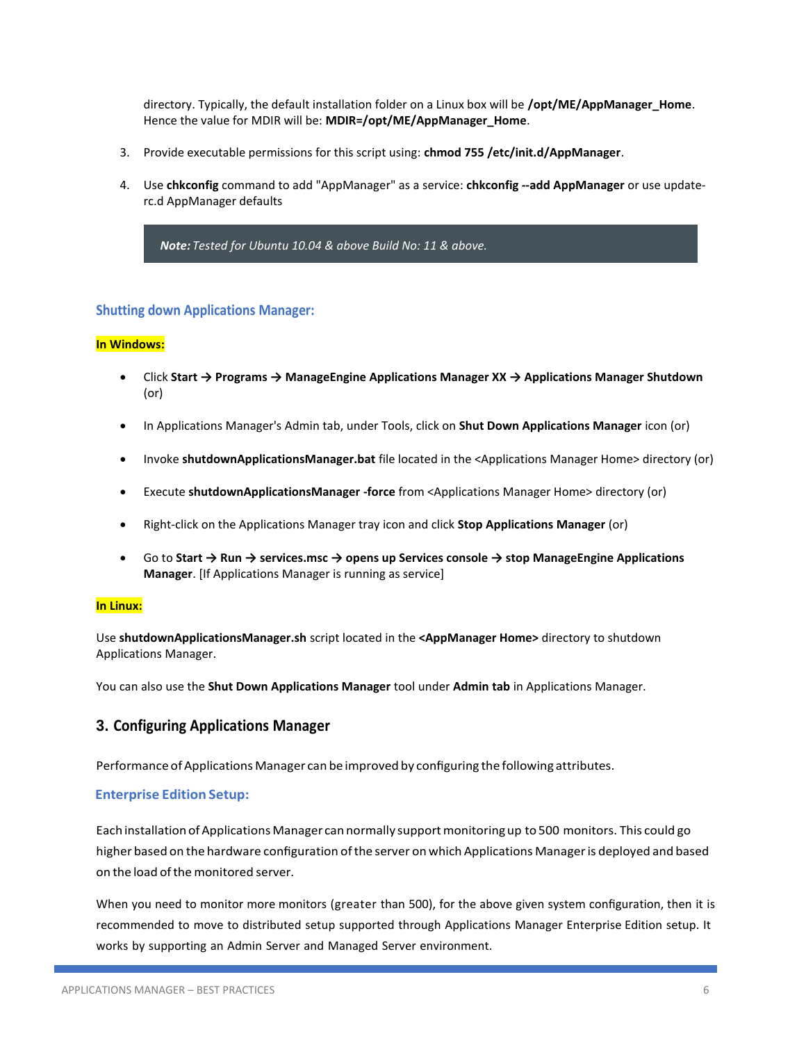directory. Typically, the default installation folder on a Linux box will be **/opt/ME/AppManager_Home**. Hence the value for MDIR will be: **MDIR=/opt/ME/AppManager_Home**.

3. Provide executable permissions for this script using: **chmod 755 /etc/init.d/AppManager**.

4. Use **chkconfig** command to add "AppManager" as a service: **chkconfig --add AppManager** or use update-rc.d AppManager defaults

> ***Note:*** *Tested for Ubuntu 10.04 & above Build No: 11 & above.*

### Shutting down Applications Manager:

**In Windows:**

- Click **Start → Programs → ManageEngine Applications Manager XX → Applications Manager Shutdown** (or)
- In Applications Manager's Admin tab, under Tools, click on **Shut Down Applications Manager** icon (or)
- Invoke **shutdownApplicationsManager.bat** file located in the <Applications Manager Home> directory (or)
- Execute **shutdownApplicationsManager -force** from <Applications Manager Home> directory (or)
- Right-click on the Applications Manager tray icon and click **Stop Applications Manager** (or)
- Go to **Start → Run → services.msc → opens up Services console → stop ManageEngine Applications Manager**. [If Applications Manager is running as service]

**In Linux:**

Use **shutdownApplicationsManager.sh** script located in the **<AppManager Home>** directory to shutdown Applications Manager.

You can also use the **Shut Down Applications Manager** tool under **Admin tab** in Applications Manager.

## 3. Configuring Applications Manager

Performance of Applications Manager can be improved by configuring the following attributes.

### Enterprise Edition Setup:

Each installation of Applications Manager can normally support monitoring up to 500 monitors. This could go higher based on the hardware configuration of the server on which Applications Manager is deployed and based on the load of the monitored server.

When you need to monitor more monitors (greater than 500), for the above given system configuration, then it is recommended to move to distributed setup supported through Applications Manager Enterprise Edition setup. It works by supporting an Admin Server and Managed Server environment.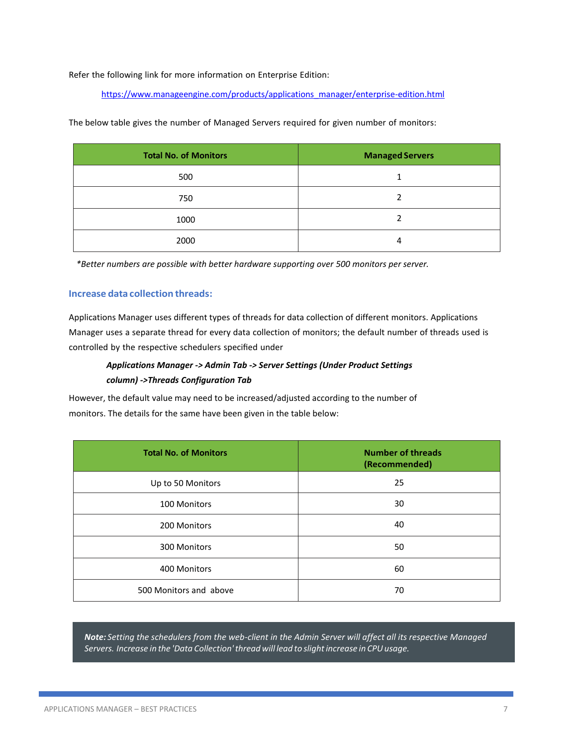Refer the following link for more information on Enterprise Edition:

https://www.manageengine.com/products/applications_manager/enterprise-edition.html

The below table gives the number of Managed Servers required for given number of monitors:

| Total No. of Monitors | Managed Servers |
| --- | --- |
| 500 | 1 |
| 750 | 2 |
| 1000 | 2 |
| 2000 | 4 |

*\*Better numbers are possible with better hardware supporting over 500 monitors per server.*

### Increase data collection threads:

Applications Manager uses different types of threads for data collection of different monitors. Applications Manager uses a separate thread for every data collection of monitors; the default number of threads used is controlled by the respective schedulers specified under

> ***Applications Manager -> Admin Tab -> Server Settings (Under Product Settings column) ->Threads Configuration Tab***

However, the default value may need to be increased/adjusted according to the number of monitors. The details for the same have been given in the table below:

| Total No. of Monitors | Number of threads (Recommended) |
| --- | --- |
| Up to 50 Monitors | 25 |
| 100 Monitors | 30 |
| 200 Monitors | 40 |
| 300 Monitors | 50 |
| 400 Monitors | 60 |
| 500 Monitors and above | 70 |

> ***Note:*** *Setting the schedulers from the web-client in the Admin Server will affect all its respective Managed Servers. Increase in the 'Data Collection' thread will lead to slight increase in CPU usage.*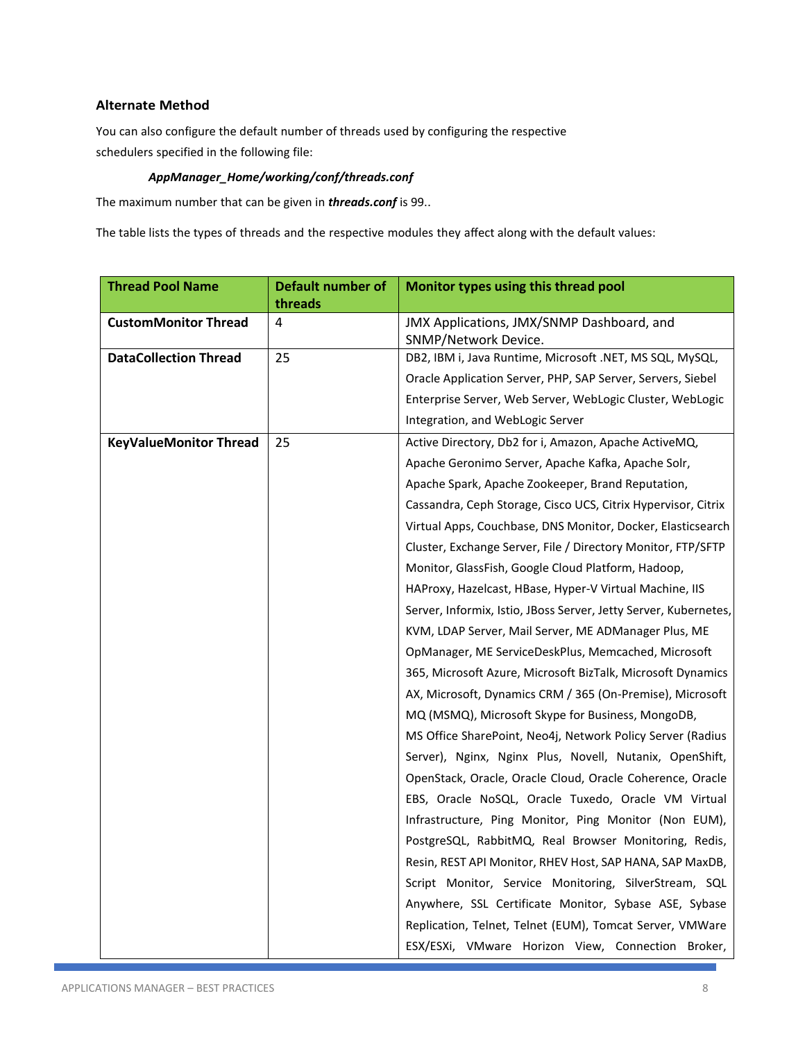### Alternate Method

You can also configure the default number of threads used by configuring the respective schedulers specified in the following file:

***AppManager_Home/working/conf/threads.conf***

The maximum number that can be given in ***threads.conf*** is 99..

The table lists the types of threads and the respective modules they affect along with the default values:

| Thread Pool Name | Default number of threads | Monitor types using this thread pool |
|---|---|---|
| **CustomMonitor Thread** | 4 | JMX Applications, JMX/SNMP Dashboard, and SNMP/Network Device. |
| **DataCollection Thread** | 25 | DB2, IBM i, Java Runtime, Microsoft .NET, MS SQL, MySQL, Oracle Application Server, PHP, SAP Server, Servers, Siebel Enterprise Server, Web Server, WebLogic Cluster, WebLogic Integration, and WebLogic Server |
| **KeyValueMonitor Thread** | 25 | Active Directory, Db2 for i, Amazon, Apache ActiveMQ, Apache Geronimo Server, Apache Kafka, Apache Solr, Apache Spark, Apache Zookeeper, Brand Reputation, Cassandra, Ceph Storage, Cisco UCS, Citrix Hypervisor, Citrix Virtual Apps, Couchbase, DNS Monitor, Docker, Elasticsearch Cluster, Exchange Server, File / Directory Monitor, FTP/SFTP Monitor, GlassFish, Google Cloud Platform, Hadoop, HAProxy, Hazelcast, HBase, Hyper-V Virtual Machine, IIS Server, Informix, Istio, JBoss Server, Jetty Server, Kubernetes, KVM, LDAP Server, Mail Server, ME ADManager Plus, ME OpManager, ME ServiceDeskPlus, Memcached, Microsoft 365, Microsoft Azure, Microsoft BizTalk, Microsoft Dynamics AX, Microsoft, Dynamics CRM / 365 (On-Premise), Microsoft MQ (MSMQ), Microsoft Skype for Business, MongoDB, MS Office SharePoint, Neo4j, Network Policy Server (Radius Server), Nginx, Nginx Plus, Novell, Nutanix, OpenShift, OpenStack, Oracle, Oracle Cloud, Oracle Coherence, Oracle EBS, Oracle NoSQL, Oracle Tuxedo, Oracle VM Virtual Infrastructure, Ping Monitor, Ping Monitor (Non EUM), PostgreSQL, RabbitMQ, Real Browser Monitoring, Redis, Resin, REST API Monitor, RHEV Host, SAP HANA, SAP MaxDB, Script Monitor, Service Monitoring, SilverStream, SQL Anywhere, SSL Certificate Monitor, Sybase ASE, Sybase Replication, Telnet, Telnet (EUM), Tomcat Server, VMWare ESX/ESXi, VMware Horizon View, Connection Broker, |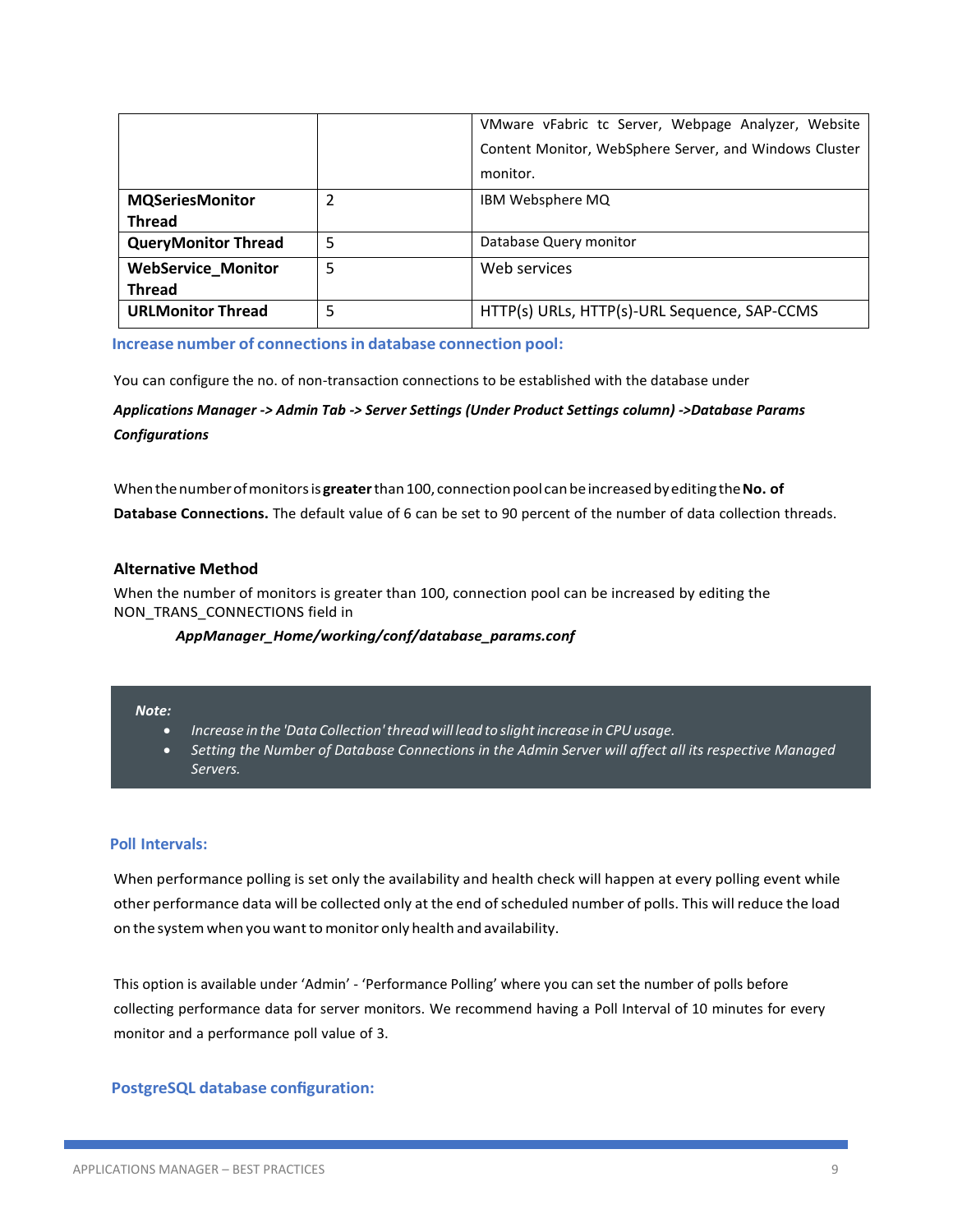| | | |
|---|---|---|
| | | VMware vFabric tc Server, Webpage Analyzer, Website Content Monitor, WebSphere Server, and Windows Cluster monitor. |
| **MQSeriesMonitor Thread** | 2 | IBM Websphere MQ |
| **QueryMonitor Thread** | 5 | Database Query monitor |
| **WebService_Monitor Thread** | 5 | Web services |
| **URLMonitor Thread** | 5 | HTTP(s) URLs, HTTP(s)-URL Sequence, SAP-CCMS |

### Increase number of connections in database connection pool:

You can configure the no. of non-transaction connections to be established with the database under

***Applications Manager -> Admin Tab -> Server Settings (Under Product Settings column) ->Database Params Configurations***

When the number of monitors is **greater** than 100, connection pool can be increased by editing the **No. of Database Connections.** The default value of 6 can be set to 90 percent of the number of data collection threads.

#### Alternative Method

When the number of monitors is greater than 100, connection pool can be increased by editing the NON_TRANS_CONNECTIONS field in

***AppManager_Home/working/conf/database_params.conf***

> ***Note:***
> - *Increase in the 'Data Collection' thread will lead to slight increase in CPU usage.*
> - *Setting the Number of Database Connections in the Admin Server will affect all its respective Managed Servers.*

### Poll Intervals:

When performance polling is set only the availability and health check will happen at every polling event while other performance data will be collected only at the end of scheduled number of polls. This will reduce the load on the system when you want to monitor only health and availability.

This option is available under 'Admin' - 'Performance Polling' where you can set the number of polls before collecting performance data for server monitors. We recommend having a Poll Interval of 10 minutes for every monitor and a performance poll value of 3.

### PostgreSQL database configuration: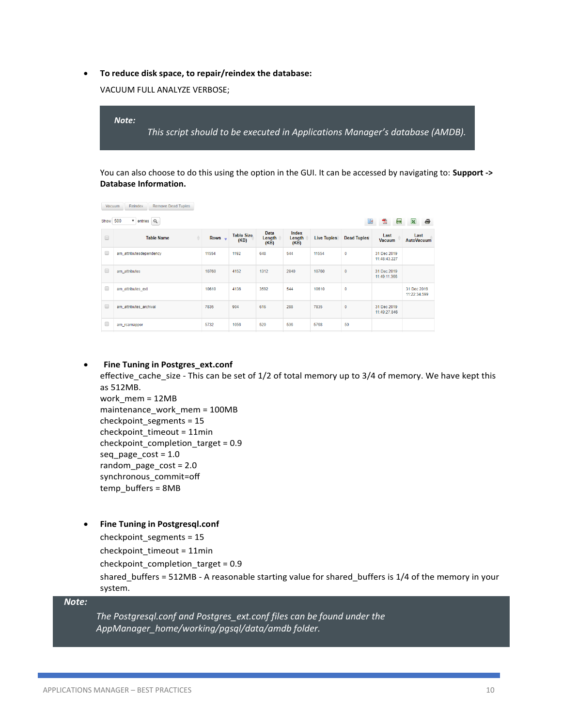- **To reduce disk space, to repair/reindex the database:**

  VACUUM FULL ANALYZE VERBOSE;

> ***Note:***
> *This script should to be executed in Applications Manager's database (AMDB).*

You can also choose to do this using the option in the GUI. It can be accessed by navigating to: **Support -> Database Information.**

Vacuum | Reindex | Remove Dead Tuples

Show 500 entries

| | Table Name | Rows | Table Size (KB) | Data Length (KB) | Index Length (KB) | Live Tuples | Dead Tuples | Last Vacuum | Last AutoVacuum |
|---|---|---|---|---|---|---|---|---|---|
| | am_attributesdependency | 11554 | 1192 | 648 | 544 | 11554 | 0 | 31 Dec 2019 11:48:43.227 | |
| | am_attributes | 10760 | 4152 | 1312 | 2840 | 10760 | 0 | 31 Dec 2019 11:49:11.366 | |
| | am_attributes_ext | 10610 | 4136 | 3592 | 544 | 10610 | 0 | | 31 Dec 2019 11:22:34.599 |
| | am_attributes_archival | 7835 | 904 | 616 | 288 | 7835 | 0 | 31 Dec 2019 11:49:27.846 | |
| | am_rcamapper | 5732 | 1056 | 520 | 536 | 5768 | 50 | | |

- **Fine Tuning in Postgres_ext.conf**

  effective_cache_size - This can be set of 1/2 of total memory up to 3/4 of memory. We have kept this as 512MB.
  work_mem = 12MB
  maintenance_work_mem = 100MB
  checkpoint_segments = 15
  checkpoint_timeout = 11min
  checkpoint_completion_target = 0.9
  seq_page_cost = 1.0
  random_page_cost = 2.0
  synchronous_commit=off
  temp_buffers = 8MB

- **Fine Tuning in Postgresql.conf**

  checkpoint_segments = 15

  checkpoint_timeout = 11min

  checkpoint_completion_target = 0.9

  shared_buffers = 512MB - A reasonable starting value for shared_buffers is 1/4 of the memory in your system.

> ***Note:***
> *The Postgresql.conf and Postgres_ext.conf files can be found under the AppManager_home/working/pgsql/data/amdb folder.*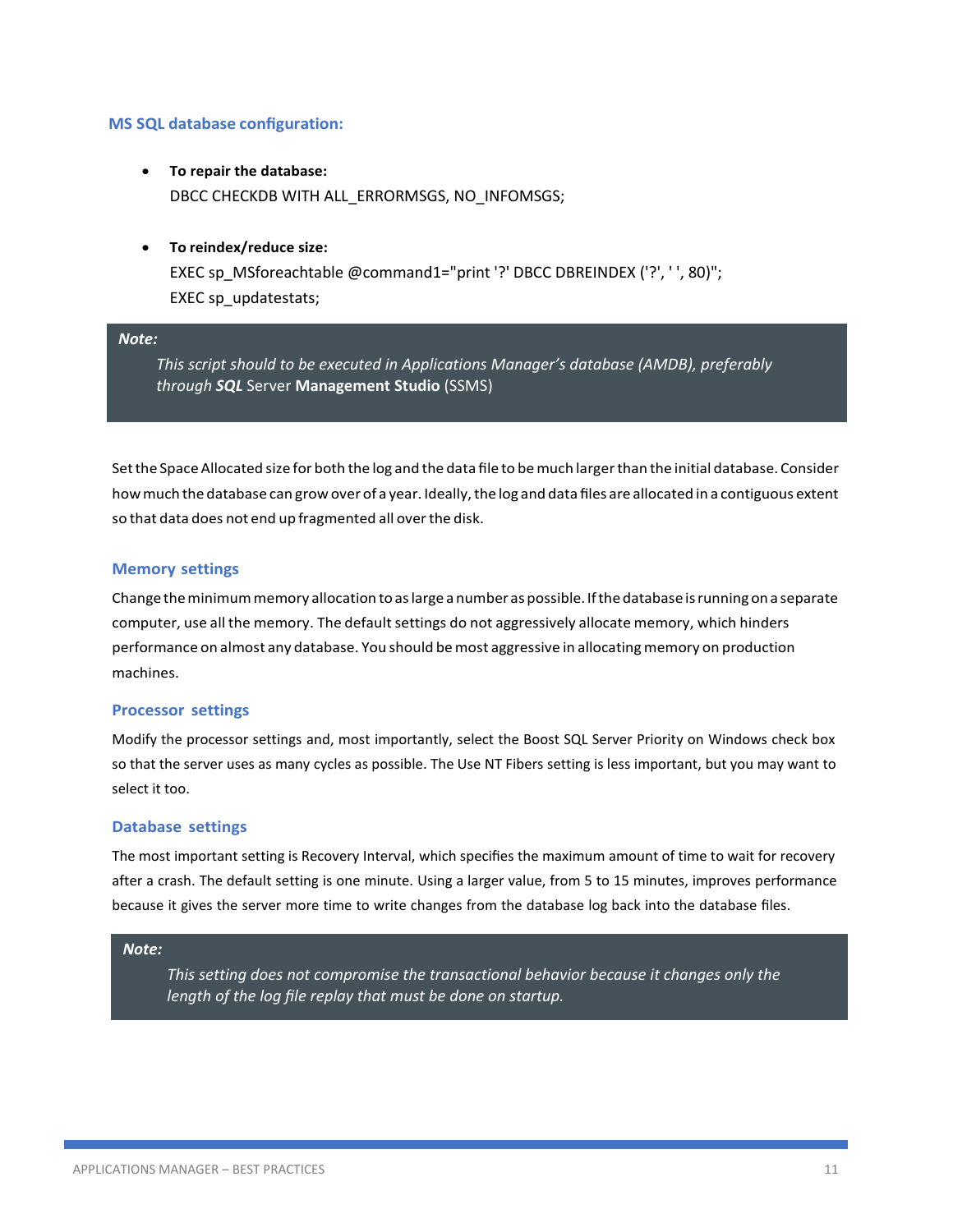### MS SQL database configuration:

- **To repair the database:**
  DBCC CHECKDB WITH ALL_ERRORMSGS, NO_INFOMSGS;

- **To reindex/reduce size:**
  EXEC sp_MSforeachtable @command1="print '?' DBCC DBREINDEX ('?', ' ', 80)";
  EXEC sp_updatestats;

> ***Note:***
> *This script should to be executed in Applications Manager's database (AMDB), preferably through **SQL*** Server **Management Studio** (SSMS)

Set the Space Allocated size for both the log and the data file to be much larger than the initial database. Consider how much the database can grow over of a year. Ideally, the log and data files are allocated in a contiguous extent so that data does not end up fragmented all over the disk.

### Memory settings

Change the minimum memory allocation to as large a number as possible. If the database is running on a separate computer, use all the memory. The default settings do not aggressively allocate memory, which hinders performance on almost any database. You should be most aggressive in allocating memory on production machines.

### Processor settings

Modify the processor settings and, most importantly, select the Boost SQL Server Priority on Windows check box so that the server uses as many cycles as possible. The Use NT Fibers setting is less important, but you may want to select it too.

### Database settings

The most important setting is Recovery Interval, which specifies the maximum amount of time to wait for recovery after a crash. The default setting is one minute. Using a larger value, from 5 to 15 minutes, improves performance because it gives the server more time to write changes from the database log back into the database files.

> ***Note:***
> *This setting does not compromise the transactional behavior because it changes only the length of the log file replay that must be done on startup.*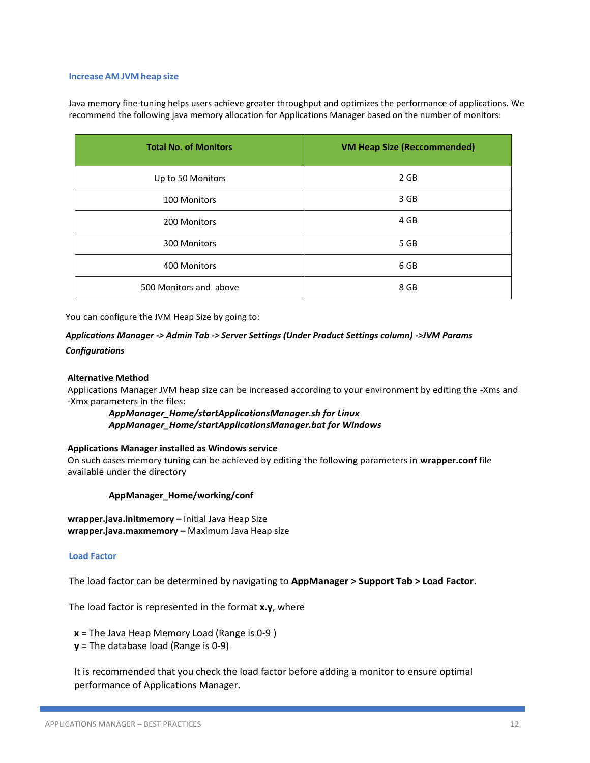### Increase AM JVM heap size

Java memory fine-tuning helps users achieve greater throughput and optimizes the performance of applications. We recommend the following java memory allocation for Applications Manager based on the number of monitors:

| Total No. of Monitors | VM Heap Size (Reccommended) |
|---|---|
| Up to 50 Monitors | 2 GB |
| 100 Monitors | 3 GB |
| 200 Monitors | 4 GB |
| 300 Monitors | 5 GB |
| 400 Monitors | 6 GB |
| 500 Monitors and above | 8 GB |

You can configure the JVM Heap Size by going to:

***Applications Manager -> Admin Tab -> Server Settings (Under Product Settings column) ->JVM Params Configurations***

**Alternative Method**

Applications Manager JVM heap size can be increased according to your environment by editing the -Xms and -Xmx parameters in the files:

***AppManager_Home/startApplicationsManager.sh for Linux***
***AppManager_Home/startApplicationsManager.bat for Windows***

**Applications Manager installed as Windows service**

On such cases memory tuning can be achieved by editing the following parameters in **wrapper.conf** file available under the directory

**AppManager_Home/working/conf**

**wrapper.java.initmemory –** Initial Java Heap Size
**wrapper.java.maxmemory –** Maximum Java Heap size

### Load Factor

The load factor can be determined by navigating to **AppManager > Support Tab > Load Factor**.

The load factor is represented in the format **x.y**, where

**x** = The Java Heap Memory Load (Range is 0-9 )
**y** = The database load (Range is 0-9)

It is recommended that you check the load factor before adding a monitor to ensure optimal performance of Applications Manager.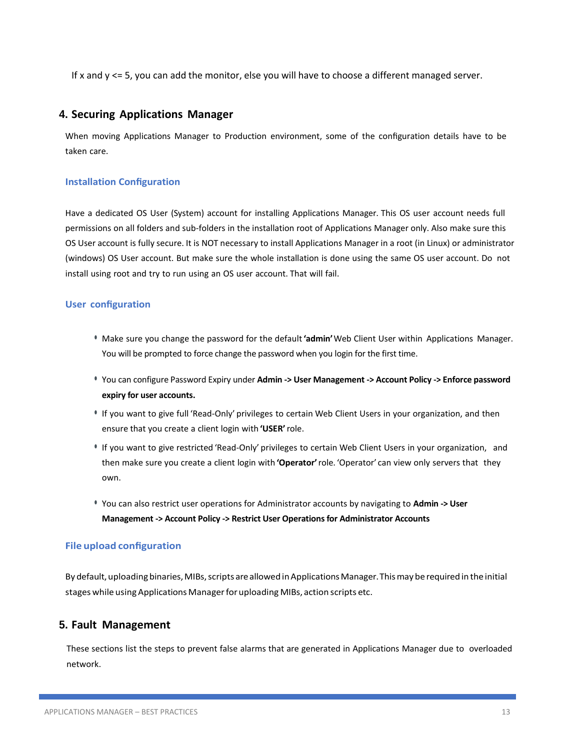If x and y <= 5, you can add the monitor, else you will have to choose a different managed server.

## 4. Securing Applications Manager

When moving Applications Manager to Production environment, some of the configuration details have to be taken care.

### Installation Configuration

Have a dedicated OS User (System) account for installing Applications Manager. This OS user account needs full permissions on all folders and sub-folders in the installation root of Applications Manager only. Also make sure this OS User account is fully secure. It is NOT necessary to install Applications Manager in a root (in Linux) or administrator (windows) OS User account. But make sure the whole installation is done using the same OS user account. Do not install using root and try to run using an OS user account. That will fail.

### User configuration

- Make sure you change the password for the default **'admin'** Web Client User within Applications Manager. You will be prompted to force change the password when you login for the first time.
- You can configure Password Expiry under **Admin -> User Management -> Account Policy -> Enforce password expiry for user accounts.**
- If you want to give full 'Read-Only' privileges to certain Web Client Users in your organization, and then ensure that you create a client login with **'USER'** role.
- If you want to give restricted 'Read-Only' privileges to certain Web Client Users in your organization, and then make sure you create a client login with **'Operator'** role. 'Operator' can view only servers that they own.
- You can also restrict user operations for Administrator accounts by navigating to **Admin -> User Management -> Account Policy -> Restrict User Operations for Administrator Accounts**

### File upload configuration

By default, uploading binaries, MIBs, scripts are allowed in Applications Manager. This may be required in the initial stages while using Applications Manager for uploading MIBs, action scripts etc.

## 5. Fault Management

These sections list the steps to prevent false alarms that are generated in Applications Manager due to overloaded network.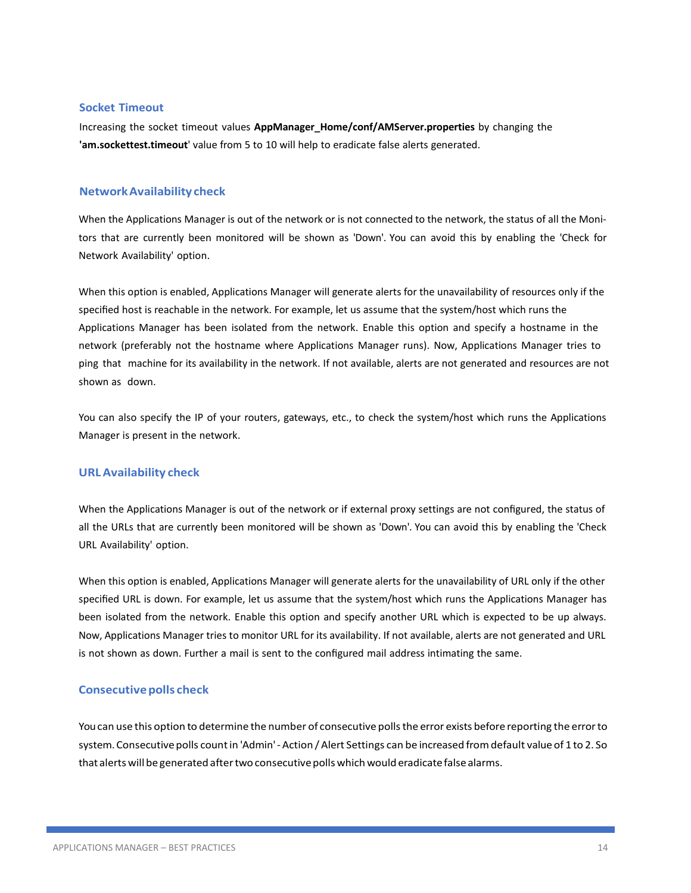### Socket Timeout

Increasing the socket timeout values **AppManager_Home/conf/AMServer.properties** by changing the **'am.sockettest.timeout**' value from 5 to 10 will help to eradicate false alerts generated.

### Network Availability check

When the Applications Manager is out of the network or is not connected to the network, the status of all the Monitors that are currently been monitored will be shown as 'Down'. You can avoid this by enabling the 'Check for Network Availability' option.

When this option is enabled, Applications Manager will generate alerts for the unavailability of resources only if the specified host is reachable in the network. For example, let us assume that the system/host which runs the Applications Manager has been isolated from the network. Enable this option and specify a hostname in the network (preferably not the hostname where Applications Manager runs). Now, Applications Manager tries to ping that machine for its availability in the network. If not available, alerts are not generated and resources are not shown as down.

You can also specify the IP of your routers, gateways, etc., to check the system/host which runs the Applications Manager is present in the network.

### URL Availability check

When the Applications Manager is out of the network or if external proxy settings are not configured, the status of all the URLs that are currently been monitored will be shown as 'Down'. You can avoid this by enabling the 'Check URL Availability' option.

When this option is enabled, Applications Manager will generate alerts for the unavailability of URL only if the other specified URL is down. For example, let us assume that the system/host which runs the Applications Manager has been isolated from the network. Enable this option and specify another URL which is expected to be up always. Now, Applications Manager tries to monitor URL for its availability. If not available, alerts are not generated and URL is not shown as down. Further a mail is sent to the configured mail address intimating the same.

### Consecutive polls check

You can use this option to determine the number of consecutive polls the error exists before reporting the error to system. Consecutive polls count in 'Admin' - Action / Alert Settings can be increased from default value of 1 to 2. So that alerts will be generated after two consecutive polls which would eradicate false alarms.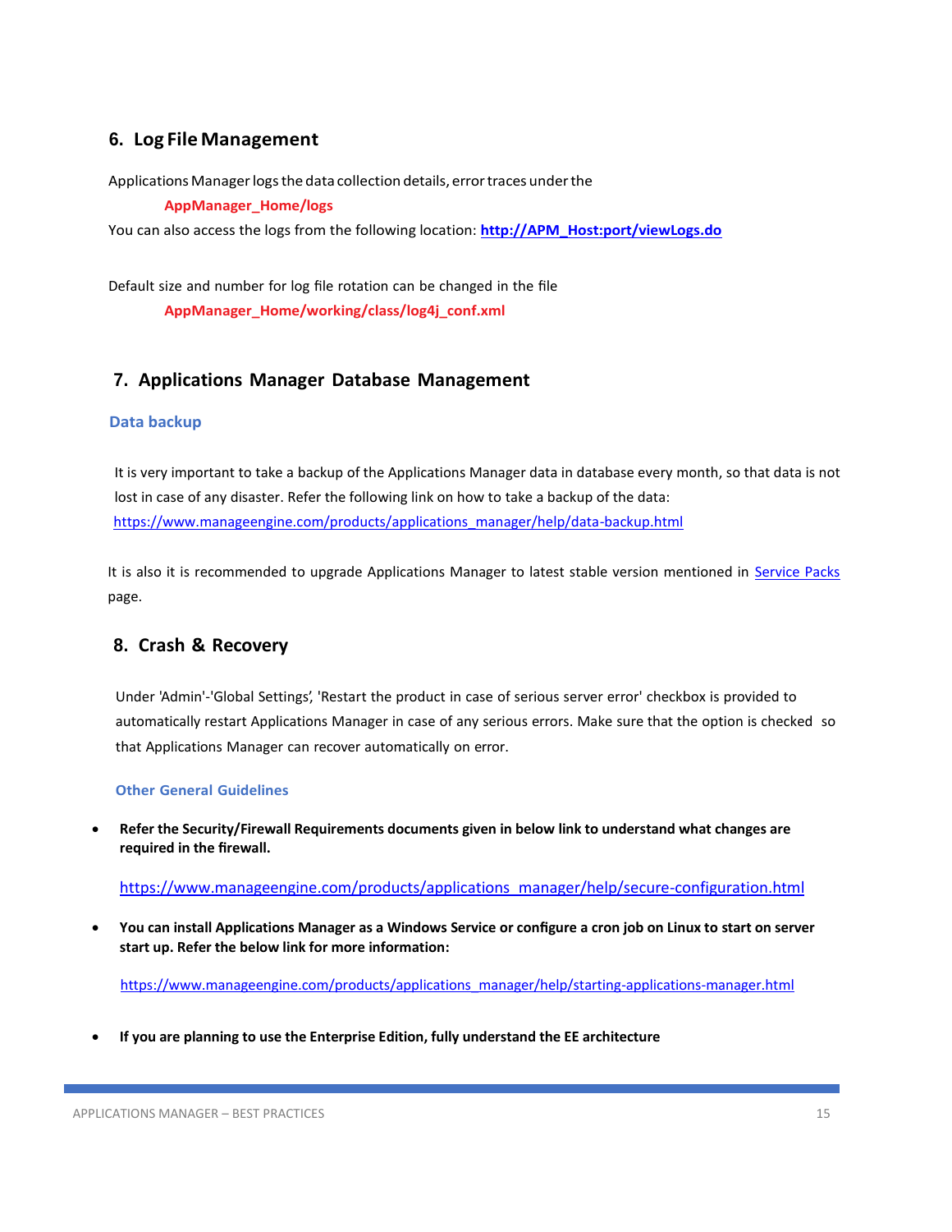## 6. Log File Management

Applications Manager logs the data collection details, error traces under the

**AppManager_Home/logs**

You can also access the logs from the following location: **http://APM_Host:port/viewLogs.do**

Default size and number for log file rotation can be changed in the file

**AppManager_Home/working/class/log4j_conf.xml**

## 7. Applications Manager Database Management

### Data backup

It is very important to take a backup of the Applications Manager data in database every month, so that data is not lost in case of any disaster. Refer the following link on how to take a backup of the data: https://www.manageengine.com/products/applications_manager/help/data-backup.html

It is also it is recommended to upgrade Applications Manager to latest stable version mentioned in Service Packs page.

## 8. Crash & Recovery

Under 'Admin'-'Global Settings', 'Restart the product in case of serious server error' checkbox is provided to automatically restart Applications Manager in case of any serious errors. Make sure that the option is checked so that Applications Manager can recover automatically on error.

### Other General Guidelines

- **Refer the Security/Firewall Requirements documents given in below link to understand what changes are required in the firewall.**

  https://www.manageengine.com/products/applications_manager/help/secure-configuration.html

- **You can install Applications Manager as a Windows Service or configure a cron job on Linux to start on server start up. Refer the below link for more information:**

  https://www.manageengine.com/products/applications_manager/help/starting-applications-manager.html

- **If you are planning to use the Enterprise Edition, fully understand the EE architecture**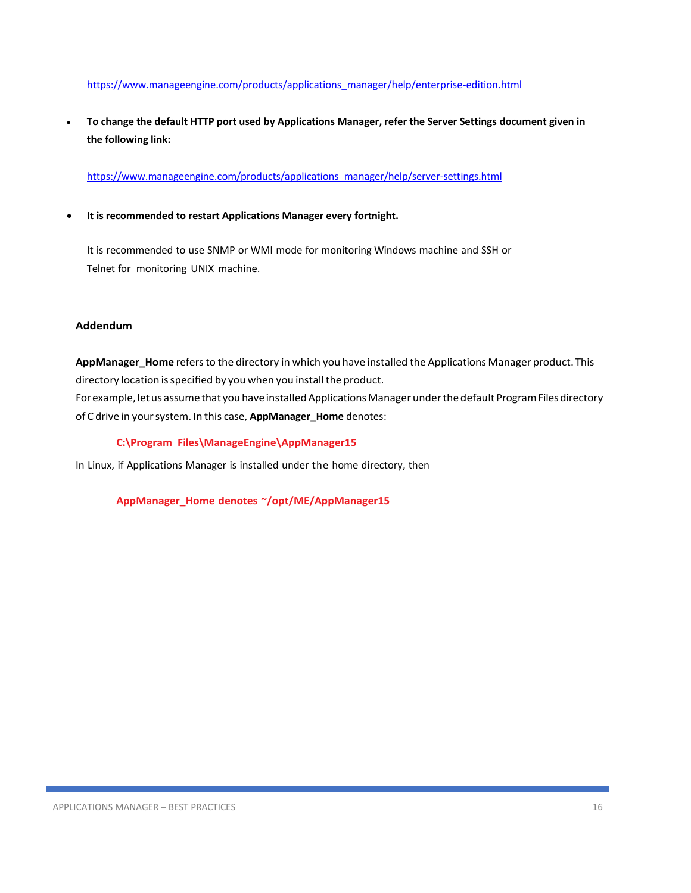https://www.manageengine.com/products/applications_manager/help/enterprise-edition.html

- **To change the default HTTP port used by Applications Manager, refer the Server Settings document given in the following link:**

  https://www.manageengine.com/products/applications_manager/help/server-settings.html

- **It is recommended to restart Applications Manager every fortnight.**

  It is recommended to use SNMP or WMI mode for monitoring Windows machine and SSH or Telnet for monitoring UNIX machine.

**Addendum**

**AppManager_Home** refers to the directory in which you have installed the Applications Manager product. This directory location is specified by you when you install the product.
For example, let us assume that you have installed Applications Manager under the default Program Files directory of C drive in your system. In this case, **AppManager_Home** denotes:

**C:\Program Files\ManageEngine\AppManager15**

In Linux, if Applications Manager is installed under the home directory, then

**AppManager_Home denotes ~/opt/ME/AppManager15**